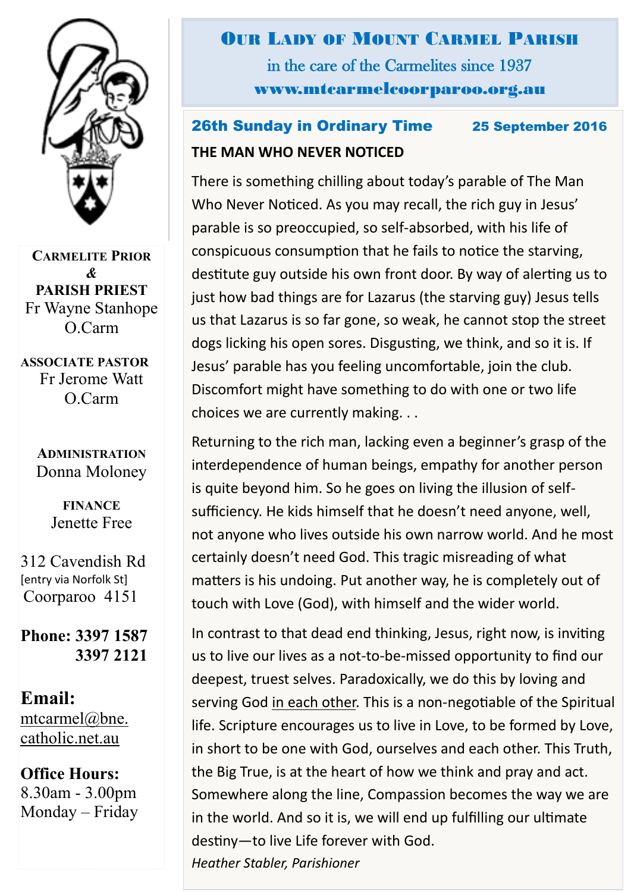# Our Lady of Mount Carmel Parish

in the care of the Carmelites since 1937

www.mtcarmelcoorparoo.org.au

**Carmelite Prior**
**&**
**PARISH PRIEST**
Fr Wayne Stanhope O.Carm

**ASSOCIATE PASTOR**
Fr Jerome Watt O.Carm

**Administration**
Donna Moloney

**FINANCE**
Jenette Free

312 Cavendish Rd
[entry via Norfolk St]
Coorparoo 4151

**Phone: 3397 1587**
**3397 2121**

**Email:**
mtcarmel@bne.catholic.net.au

**Office Hours:**
8.30am - 3.00pm
Monday – Friday

## 26th Sunday in Ordinary Time — 25 September 2016

### THE MAN WHO NEVER NOTICED

There is something chilling about today's parable of The Man Who Never Noticed. As you may recall, the rich guy in Jesus' parable is so preoccupied, so self-absorbed, with his life of conspicuous consumption that he fails to notice the starving, destitute guy outside his own front door. By way of alerting us to just how bad things are for Lazarus (the starving guy) Jesus tells us that Lazarus is so far gone, so weak, he cannot stop the street dogs licking his open sores. Disgusting, we think, and so it is. If Jesus' parable has you feeling uncomfortable, join the club. Discomfort might have something to do with one or two life choices we are currently making. . .

Returning to the rich man, lacking even a beginner's grasp of the interdependence of human beings, empathy for another person is quite beyond him. So he goes on living the illusion of self-sufficiency. He kids himself that he doesn't need anyone, well, not anyone who lives outside his own narrow world. And he most certainly doesn't need God. This tragic misreading of what matters is his undoing. Put another way, he is completely out of touch with Love (God), with himself and the wider world.

In contrast to that dead end thinking, Jesus, right now, is inviting us to live our lives as a not-to-be-missed opportunity to find our deepest, truest selves. Paradoxically, we do this by loving and serving God in each other. This is a non-negotiable of the Spiritual life. Scripture encourages us to live in Love, to be formed by Love, in short to be one with God, ourselves and each other. This Truth, the Big True, is at the heart of how we think and pray and act. Somewhere along the line, Compassion becomes the way we are in the world. And so it is, we will end up fulfilling our ultimate destiny—to live Life forever with God.

*Heather Stabler, Parishioner*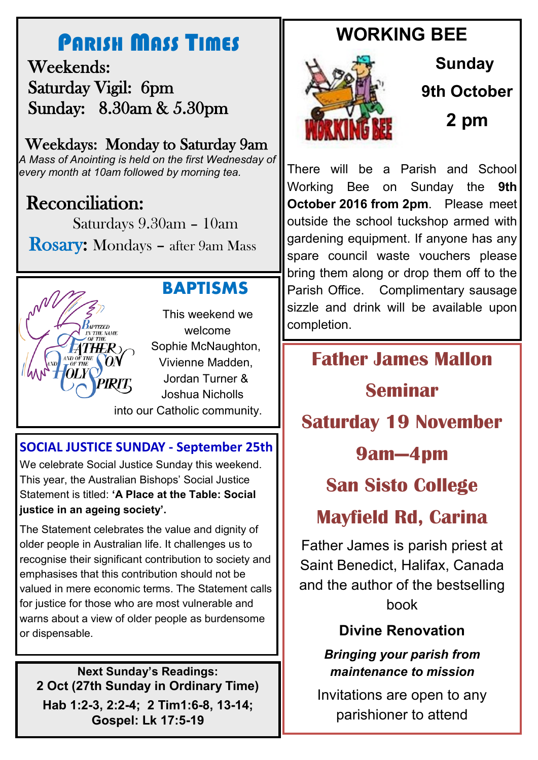# Parish Mass Times

Weekends:
Saturday Vigil: 6pm
Sunday: 8.30am & 5.30pm

Weekdays: Monday to Saturday 9am

*A Mass of Anointing is held on the first Wednesday of every month at 10am followed by morning tea.*

Reconciliation:
Saturdays 9.30am – 10am

Rosary: Mondays – after 9am Mass

## BAPTISMS

This weekend we welcome Sophie McNaughton, Vivienne Madden, Jordan Turner & Joshua Nicholls into our Catholic community.

## SOCIAL JUSTICE SUNDAY - September 25th

We celebrate Social Justice Sunday this weekend. This year, the Australian Bishops' Social Justice Statement is titled: **'A Place at the Table: Social justice in an ageing society'.**

The Statement celebrates the value and dignity of older people in Australian life. It challenges us to recognise their significant contribution to society and emphasises that this contribution should not be valued in mere economic terms. The Statement calls for justice for those who are most vulnerable and warns about a view of older people as burdensome or dispensable.

**Next Sunday's Readings:**
**2 Oct (27th Sunday in Ordinary Time)**
**Hab 1:2-3, 2:2-4; 2 Tim1:6-8, 13-14;**
**Gospel: Lk 17:5-19**

## WORKING BEE

**Sunday**
**9th October**
**2 pm**

There will be a Parish and School Working Bee on Sunday the **9th October 2016 from 2pm**. Please meet outside the school tuckshop armed with gardening equipment. If anyone has any spare council waste vouchers please bring them along or drop them off to the Parish Office. Complimentary sausage sizzle and drink will be available upon completion.

## Father James Mallon Seminar

**Saturday 19 November**
**9am—4pm**
**San Sisto College**
**Mayfield Rd, Carina**

Father James is parish priest at Saint Benedict, Halifax, Canada and the author of the bestselling book

**Divine Renovation**

***Bringing your parish from maintenance to mission***

Invitations are open to any parishioner to attend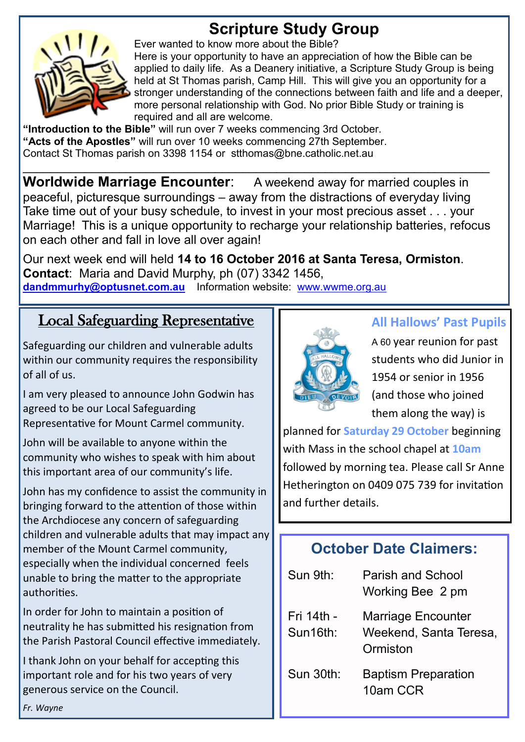## Scripture Study Group

Ever wanted to know more about the Bible?
Here is your opportunity to have an appreciation of how the Bible can be applied to daily life. As a Deanery initiative, a Scripture Study Group is being held at St Thomas parish, Camp Hill. This will give you an opportunity for a stronger understanding of the connections between faith and life and a deeper, more personal relationship with God. No prior Bible Study or training is required and all are welcome.

**"Introduction to the Bible"** will run over 7 weeks commencing 3rd October.
**"Acts of the Apostles"** will run over 10 weeks commencing 27th September.
Contact St Thomas parish on 3398 1154 or stthomas@bne.catholic.net.au

---

**Worldwide Marriage Encounter**: A weekend away for married couples in peaceful, picturesque surroundings – away from the distractions of everyday living Take time out of your busy schedule, to invest in your most precious asset . . . your Marriage! This is a unique opportunity to recharge your relationship batteries, refocus on each other and fall in love all over again!

Our next week end will held **14 to 16 October 2016 at Santa Teresa, Ormiston**.
**Contact**: Maria and David Murphy, ph (07) 3342 1456,
**dandmmurhy@optusnet.com.au** Information website: www.wwme.org.au

## Local Safeguarding Representative

Safeguarding our children and vulnerable adults within our community requires the responsibility of all of us.

I am very pleased to announce John Godwin has agreed to be our Local Safeguarding Representative for Mount Carmel community.

John will be available to anyone within the community who wishes to speak with him about this important area of our community's life.

John has my confidence to assist the community in bringing forward to the attention of those within the Archdiocese any concern of safeguarding children and vulnerable adults that may impact any member of the Mount Carmel community, especially when the individual concerned feels unable to bring the matter to the appropriate authorities.

In order for John to maintain a position of neutrality he has submitted his resignation from the Parish Pastoral Council effective immediately.

I thank John on your behalf for accepting this important role and for his two years of very generous service on the Council.

*Fr. Wayne*

## All Hallows' Past Pupils

A 60 year reunion for past students who did Junior in 1954 or senior in 1956 (and those who joined them along the way) is planned for **Saturday 29 October** beginning with Mass in the school chapel at **10am** followed by morning tea. Please call Sr Anne Hetherington on 0409 075 739 for invitation and further details.

## October Date Claimers:

| | |
|---|---|
| Sun 9th: | Parish and School Working Bee 2 pm |
| Fri 14th - Sun16th: | Marriage Encounter Weekend, Santa Teresa, Ormiston |
| Sun 30th: | Baptism Preparation 10am CCR |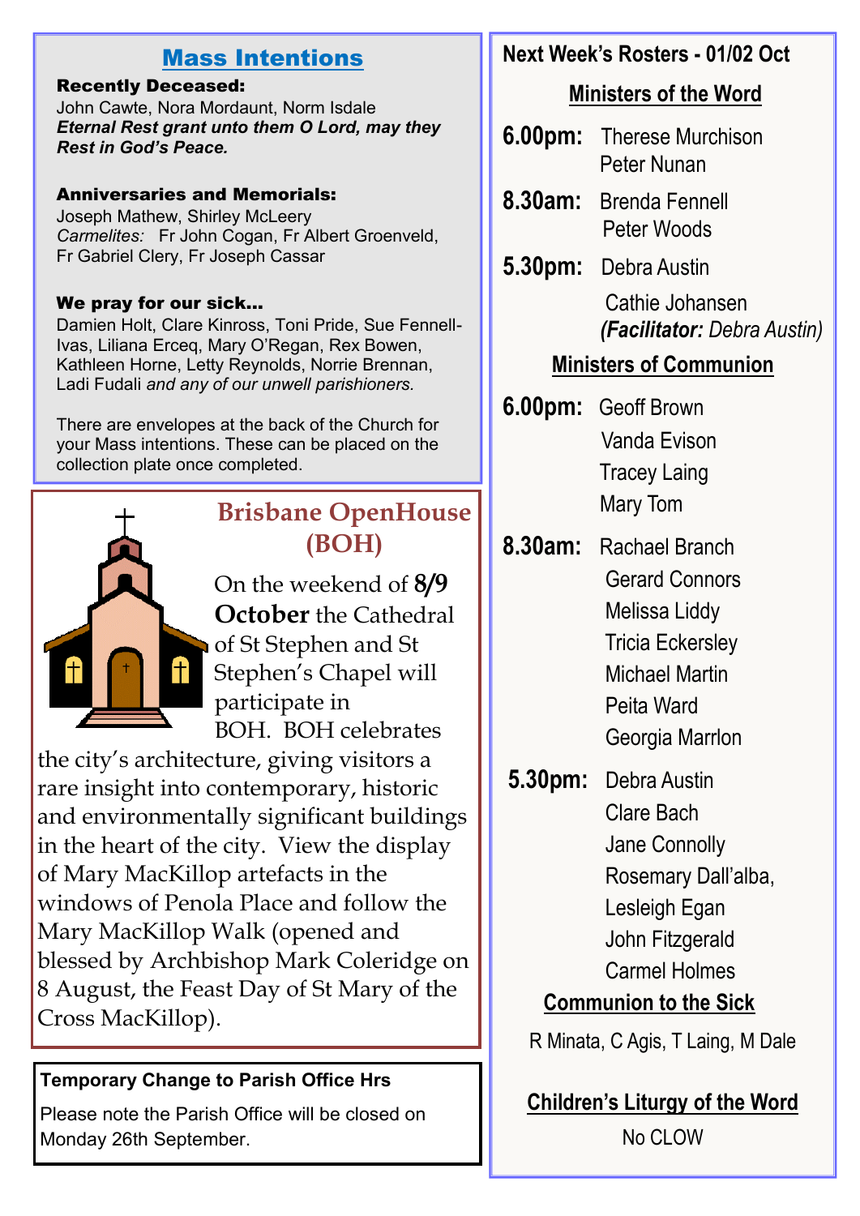## Mass Intentions

**Recently Deceased:**
John Cawte, Nora Mordaunt, Norm Isdale
***Eternal Rest grant unto them O Lord, may they Rest in God's Peace.***

**Anniversaries and Memorials:**
Joseph Mathew, Shirley McLeery
*Carmelites:* Fr John Cogan, Fr Albert Groenveld, Fr Gabriel Clery, Fr Joseph Cassar

**We pray for our sick...**
Damien Holt, Clare Kinross, Toni Pride, Sue Fennell-Ivas, Liliana Erceq, Mary O'Regan, Rex Bowen, Kathleen Horne, Letty Reynolds, Norrie Brennan, Ladi Fudali *and any of our unwell parishioners.*

There are envelopes at the back of the Church for your Mass intentions. These can be placed on the collection plate once completed.

## Brisbane OpenHouse (BOH)

On the weekend of **8/9 October** the Cathedral of St Stephen and St Stephen's Chapel will participate in BOH. BOH celebrates the city's architecture, giving visitors a rare insight into contemporary, historic and environmentally significant buildings in the heart of the city. View the display of Mary MacKillop artefacts in the windows of Penola Place and follow the Mary MacKillop Walk (opened and blessed by Archbishop Mark Coleridge on 8 August, the Feast Day of St Mary of the Cross MacKillop).

**Temporary Change to Parish Office Hrs**

Please note the Parish Office will be closed on Monday 26th September.

## Next Week's Rosters - 01/02 Oct

### Ministers of the Word

**6.00pm:** Therese Murchison, Peter Nunan

**8.30am:** Brenda Fennell, Peter Woods

**5.30pm:** Debra Austin, Cathie Johansen
***(Facilitator:** Debra Austin)*

### Ministers of Communion

**6.00pm:** Geoff Brown, Vanda Evison, Tracey Laing, Mary Tom

**8.30am:** Rachael Branch, Gerard Connors, Melissa Liddy, Tricia Eckersley, Michael Martin, Peita Ward, Georgia Marrlon

**5.30pm:** Debra Austin, Clare Bach, Jane Connolly, Rosemary Dall'alba, Lesleigh Egan, John Fitzgerald, Carmel Holmes

### Communion to the Sick

R Minata, C Agis, T Laing, M Dale

### Children's Liturgy of the Word

No CLOW